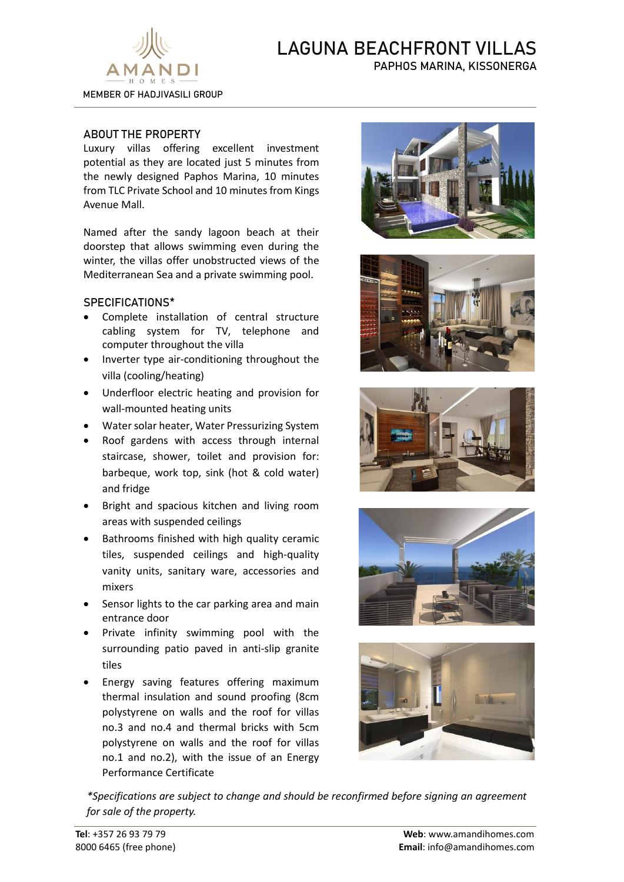AMANDI HOMES

MEMBER OF HADJIVASILI GROUP

# LAGUNA BEACHFRONT VILLAS

## PAPHOS MARINA, KISSONERGA

### ABOUT THE PROPERTY

Luxury villas offering excellent investment potential as they are located just 5 minutes from the newly designed Paphos Marina, 10 minutes from TLC Private School and 10 minutes from Kings Avenue Mall.

Named after the sandy lagoon beach at their doorstep that allows swimming even during the winter, the villas offer unobstructed views of the Mediterranean Sea and a private swimming pool.

### SPECIFICATIONS*

- Complete installation of central structure cabling system for TV, telephone and computer throughout the villa
- Inverter type air-conditioning throughout the villa (cooling/heating)
- Underfloor electric heating and provision for wall-mounted heating units
- Water solar heater, Water Pressurizing System
- Roof gardens with access through internal staircase, shower, toilet and provision for: barbeque, work top, sink (hot & cold water) and fridge
- Bright and spacious kitchen and living room areas with suspended ceilings
- Bathrooms finished with high quality ceramic tiles, suspended ceilings and high-quality vanity units, sanitary ware, accessories and mixers
- Sensor lights to the car parking area and main entrance door
- Private infinity swimming pool with the surrounding patio paved in anti-slip granite tiles
- Energy saving features offering maximum thermal insulation and sound proofing (8cm polystyrene on walls and the roof for villas no.3 and no.4 and thermal bricks with 5cm polystyrene on walls and the roof for villas no.1 and no.2), with the issue of an Energy Performance Certificate

*\*Specifications are subject to change and should be reconfirmed before signing an agreement for sale of the property.*

**Tel**: +357 26 93 79 79
8000 6465 (free phone)

**Web**: www.amandihomes.com
**Email**: info@amandihomes.com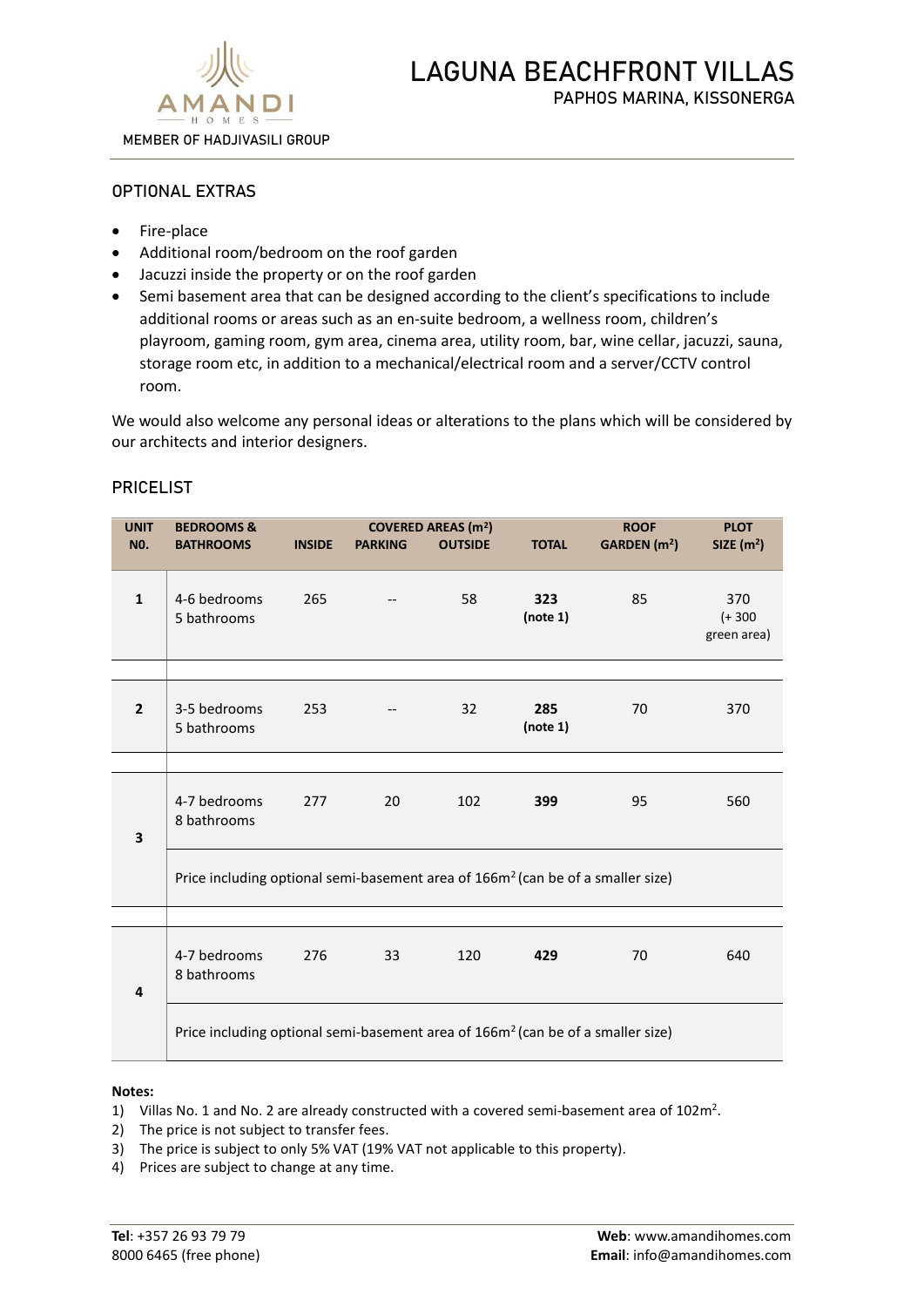## OPTIONAL EXTRAS

- Fire-place
- Additional room/bedroom on the roof garden
- Jacuzzi inside the property or on the roof garden
- Semi basement area that can be designed according to the client's specifications to include additional rooms or areas such as an en-suite bedroom, a wellness room, children's playroom, gaming room, gym area, cinema area, utility room, bar, wine cellar, jacuzzi, sauna, storage room etc, in addition to a mechanical/electrical room and a server/CCTV control room.

We would also welcome any personal ideas or alterations to the plans which will be considered by our architects and interior designers.

## PRICELIST

| UNIT NO. | BEDROOMS & BATHROOMS | COVERED AREAS ($m^2$) INSIDE | PARKING | OUTSIDE | TOTAL | ROOF GARDEN ($m^2$) | PLOT SIZE ($m^2$) |
|---|---|---|---|---|---|---|---|
| **1** | 4-6 bedrooms 5 bathrooms | 265 | -- | 58 | **323 (note 1)** | 85 | 370 (+ 300 green area) |
| **2** | 3-5 bedrooms 5 bathrooms | 253 | -- | 32 | **285 (note 1)** | 70 | 370 |
| **3** | 4-7 bedrooms 8 bathrooms | 277 | 20 | 102 | **399** | 95 | 560 |
| | Price including optional semi-basement area of 166$m^2$ (can be of a smaller size) | | | | | | |
| **4** | 4-7 bedrooms 8 bathrooms | 276 | 33 | 120 | **429** | 70 | 640 |
| | Price including optional semi-basement area of 166$m^2$ (can be of a smaller size) | | | | | | |

**Notes:**

1) Villas No. 1 and No. 2 are already constructed with a covered semi-basement area of 102$m^2$.
2) The price is not subject to transfer fees.
3) The price is subject to only 5% VAT (19% VAT not applicable to this property).
4) Prices are subject to change at any time.

**Tel**: +357 26 93 79 79
8000 6465 (free phone)

**Web**: www.amandihomes.com
**Email**: info@amandihomes.com